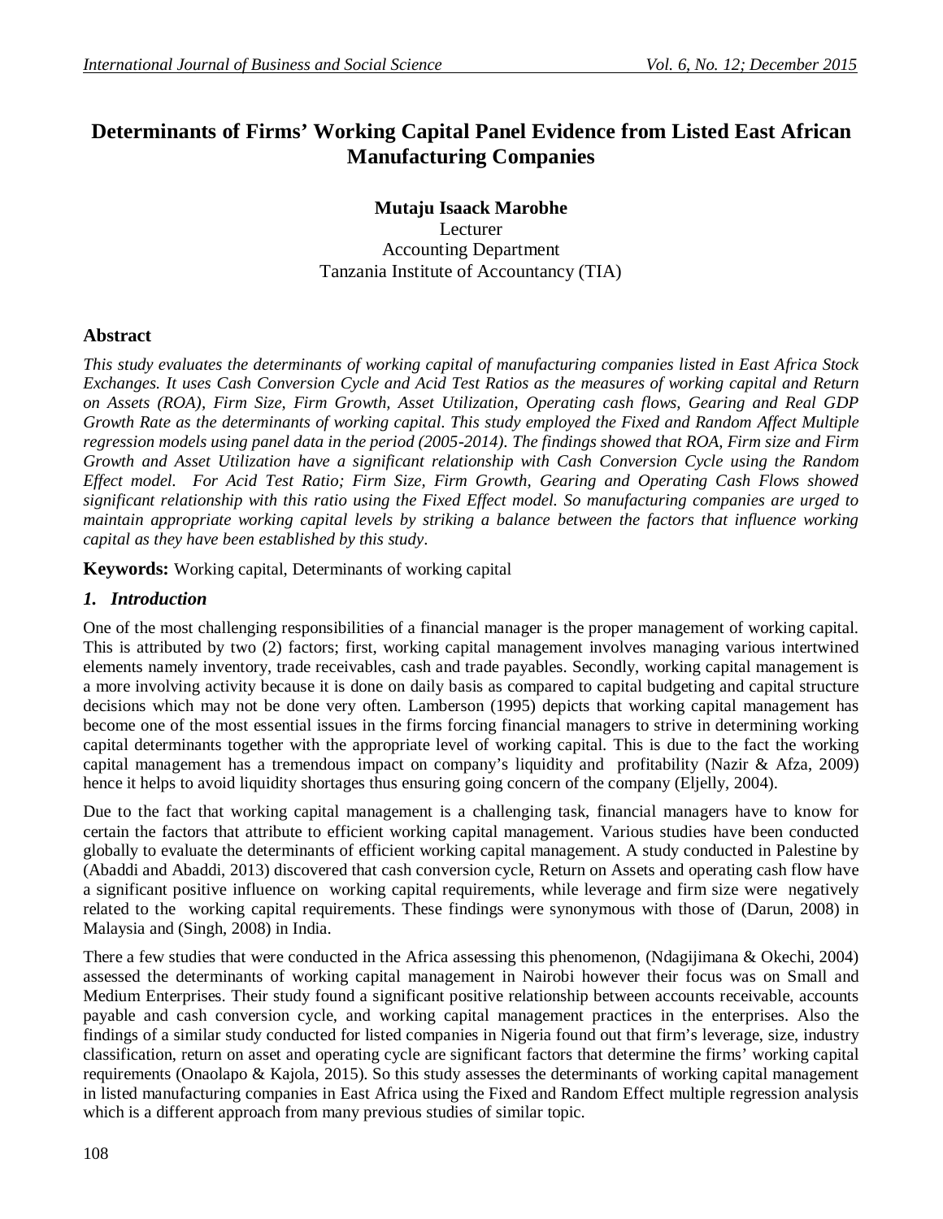# Determinants of Firms' Working Capital Panel Evidence from Listed East African Manufacturing Companies

**Mutaju Isaack Marobhe**
Lecturer
Accounting Department
Tanzania Institute of Accountancy (TIA)

## Abstract

*This study evaluates the determinants of working capital of manufacturing companies listed in East Africa Stock Exchanges. It uses Cash Conversion Cycle and Acid Test Ratios as the measures of working capital and Return on Assets (ROA), Firm Size, Firm Growth, Asset Utilization, Operating cash flows, Gearing and Real GDP Growth Rate as the determinants of working capital. This study employed the Fixed and Random Affect Multiple regression models using panel data in the period (2005-2014). The findings showed that ROA, Firm size and Firm Growth and Asset Utilization have a significant relationship with Cash Conversion Cycle using the Random Effect model. For Acid Test Ratio; Firm Size, Firm Growth, Gearing and Operating Cash Flows showed significant relationship with this ratio using the Fixed Effect model. So manufacturing companies are urged to maintain appropriate working capital levels by striking a balance between the factors that influence working capital as they have been established by this study.*

**Keywords:** Working capital, Determinants of working capital

## *1. Introduction*

One of the most challenging responsibilities of a financial manager is the proper management of working capital. This is attributed by two (2) factors; first, working capital management involves managing various intertwined elements namely inventory, trade receivables, cash and trade payables. Secondly, working capital management is a more involving activity because it is done on daily basis as compared to capital budgeting and capital structure decisions which may not be done very often. Lamberson (1995) depicts that working capital management has become one of the most essential issues in the firms forcing financial managers to strive in determining working capital determinants together with the appropriate level of working capital. This is due to the fact the working capital management has a tremendous impact on company's liquidity and profitability (Nazir & Afza, 2009) hence it helps to avoid liquidity shortages thus ensuring going concern of the company (Eljelly, 2004).

Due to the fact that working capital management is a challenging task, financial managers have to know for certain the factors that attribute to efficient working capital management. Various studies have been conducted globally to evaluate the determinants of efficient working capital management. A study conducted in Palestine by (Abaddi and Abaddi, 2013) discovered that cash conversion cycle, Return on Assets and operating cash flow have a significant positive influence on working capital requirements, while leverage and firm size were negatively related to the working capital requirements. These findings were synonymous with those of (Darun, 2008) in Malaysia and (Singh, 2008) in India.

There a few studies that were conducted in the Africa assessing this phenomenon, (Ndagijimana & Okechi, 2004) assessed the determinants of working capital management in Nairobi however their focus was on Small and Medium Enterprises. Their study found a significant positive relationship between accounts receivable, accounts payable and cash conversion cycle, and working capital management practices in the enterprises. Also the findings of a similar study conducted for listed companies in Nigeria found out that firm's leverage, size, industry classification, return on asset and operating cycle are significant factors that determine the firms' working capital requirements (Onaolapo & Kajola, 2015). So this study assesses the determinants of working capital management in listed manufacturing companies in East Africa using the Fixed and Random Effect multiple regression analysis which is a different approach from many previous studies of similar topic.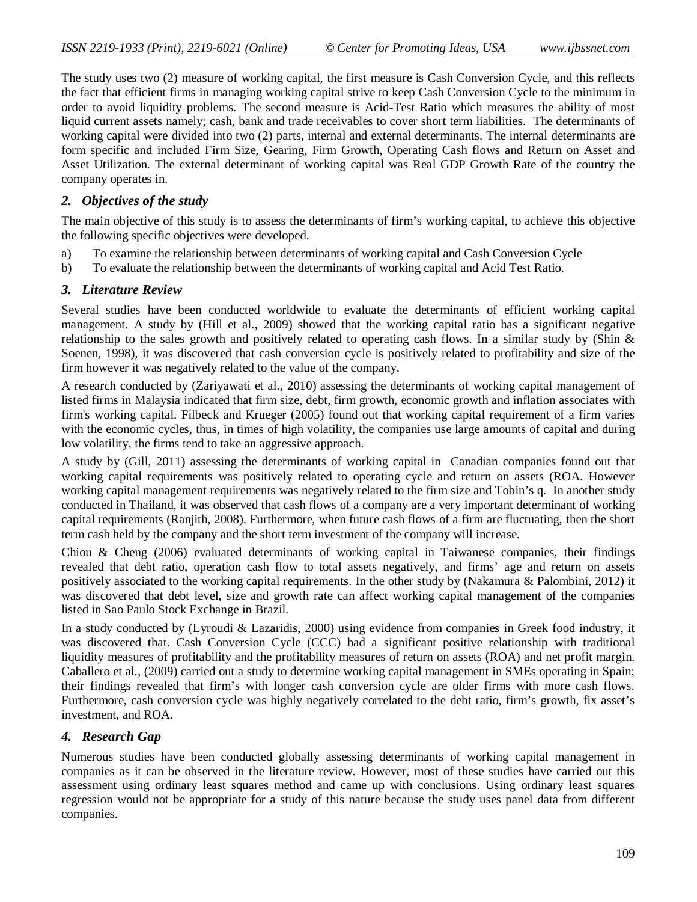The study uses two (2) measure of working capital, the first measure is Cash Conversion Cycle, and this reflects the fact that efficient firms in managing working capital strive to keep Cash Conversion Cycle to the minimum in order to avoid liquidity problems. The second measure is Acid-Test Ratio which measures the ability of most liquid current assets namely; cash, bank and trade receivables to cover short term liabilities. The determinants of working capital were divided into two (2) parts, internal and external determinants. The internal determinants are form specific and included Firm Size, Gearing, Firm Growth, Operating Cash flows and Return on Asset and Asset Utilization. The external determinant of working capital was Real GDP Growth Rate of the country the company operates in.

## *2. Objectives of the study*

The main objective of this study is to assess the determinants of firm's working capital, to achieve this objective the following specific objectives were developed.

a) To examine the relationship between determinants of working capital and Cash Conversion Cycle
b) To evaluate the relationship between the determinants of working capital and Acid Test Ratio.

## *3. Literature Review*

Several studies have been conducted worldwide to evaluate the determinants of efficient working capital management. A study by (Hill et al., 2009) showed that the working capital ratio has a significant negative relationship to the sales growth and positively related to operating cash flows. In a similar study by (Shin & Soenen, 1998), it was discovered that cash conversion cycle is positively related to profitability and size of the firm however it was negatively related to the value of the company.

A research conducted by (Zariyawati et al., 2010) assessing the determinants of working capital management of listed firms in Malaysia indicated that firm size, debt, firm growth, economic growth and inflation associates with firm's working capital. Filbeck and Krueger (2005) found out that working capital requirement of a firm varies with the economic cycles, thus, in times of high volatility, the companies use large amounts of capital and during low volatility, the firms tend to take an aggressive approach.

A study by (Gill, 2011) assessing the determinants of working capital in Canadian companies found out that working capital requirements was positively related to operating cycle and return on assets (ROA. However working capital management requirements was negatively related to the firm size and Tobin's q. In another study conducted in Thailand, it was observed that cash flows of a company are a very important determinant of working capital requirements (Ranjith, 2008). Furthermore, when future cash flows of a firm are fluctuating, then the short term cash held by the company and the short term investment of the company will increase.

Chiou & Cheng (2006) evaluated determinants of working capital in Taiwanese companies, their findings revealed that debt ratio, operation cash flow to total assets negatively, and firms' age and return on assets positively associated to the working capital requirements. In the other study by (Nakamura & Palombini, 2012) it was discovered that debt level, size and growth rate can affect working capital management of the companies listed in Sao Paulo Stock Exchange in Brazil.

In a study conducted by (Lyroudi & Lazaridis, 2000) using evidence from companies in Greek food industry, it was discovered that. Cash Conversion Cycle (CCC) had a significant positive relationship with traditional liquidity measures of profitability and the profitability measures of return on assets (ROA) and net profit margin. Caballero et al., (2009) carried out a study to determine working capital management in SMEs operating in Spain; their findings revealed that firm's with longer cash conversion cycle are older firms with more cash flows. Furthermore, cash conversion cycle was highly negatively correlated to the debt ratio, firm's growth, fix asset's investment, and ROA.

## *4. Research Gap*

Numerous studies have been conducted globally assessing determinants of working capital management in companies as it can be observed in the literature review. However, most of these studies have carried out this assessment using ordinary least squares method and came up with conclusions. Using ordinary least squares regression would not be appropriate for a study of this nature because the study uses panel data from different companies.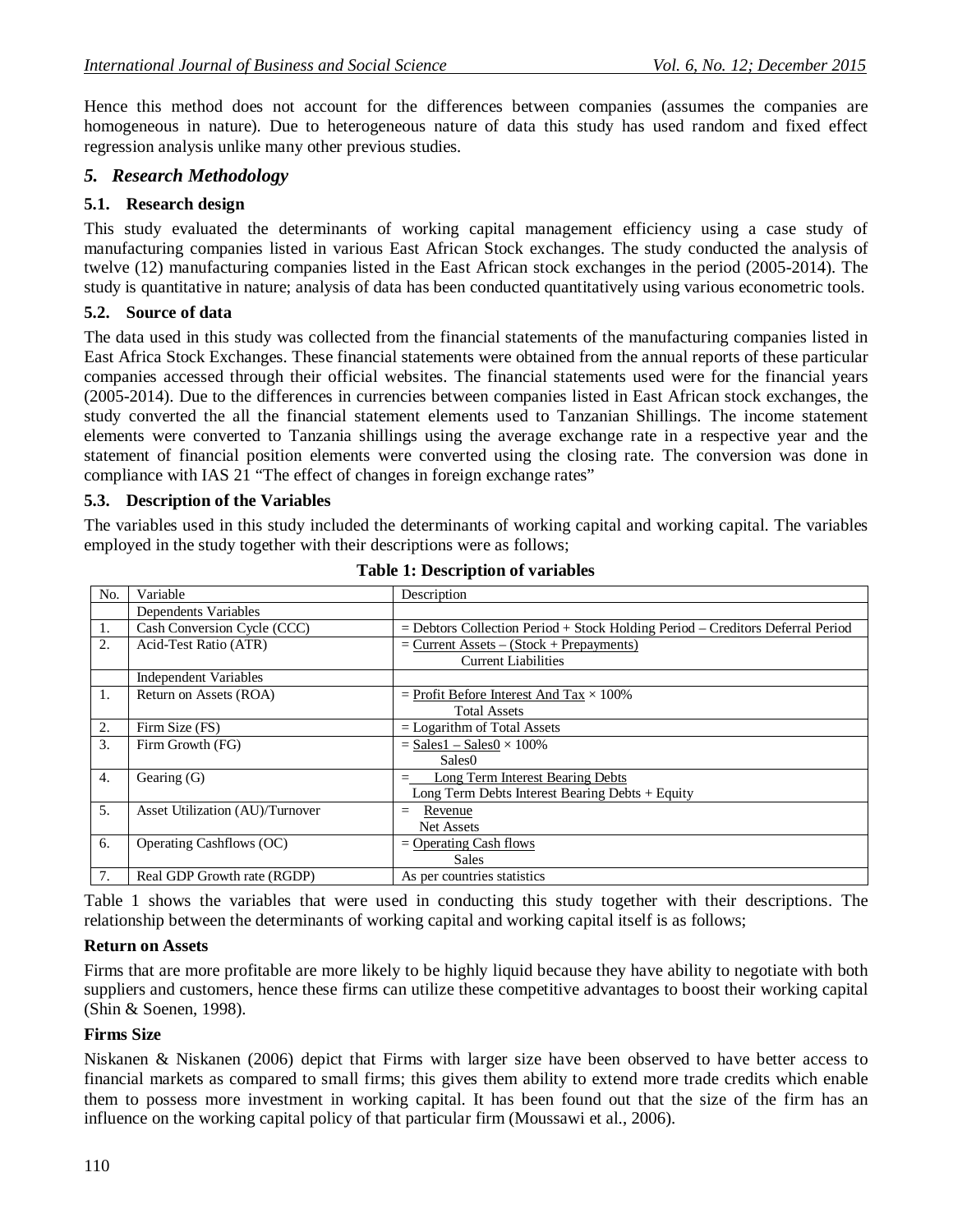Hence this method does not account for the differences between companies (assumes the companies are homogeneous in nature). Due to heterogeneous nature of data this study has used random and fixed effect regression analysis unlike many other previous studies.

## *5. Research Methodology*

### 5.1. Research design

This study evaluated the determinants of working capital management efficiency using a case study of manufacturing companies listed in various East African Stock exchanges. The study conducted the analysis of twelve (12) manufacturing companies listed in the East African stock exchanges in the period (2005-2014). The study is quantitative in nature; analysis of data has been conducted quantitatively using various econometric tools.

### 5.2. Source of data

The data used in this study was collected from the financial statements of the manufacturing companies listed in East Africa Stock Exchanges. These financial statements were obtained from the annual reports of these particular companies accessed through their official websites. The financial statements used were for the financial years (2005-2014). Due to the differences in currencies between companies listed in East African stock exchanges, the study converted the all the financial statement elements used to Tanzanian Shillings. The income statement elements were converted to Tanzania shillings using the average exchange rate in a respective year and the statement of financial position elements were converted using the closing rate. The conversion was done in compliance with IAS 21 "The effect of changes in foreign exchange rates"

### 5.3. Description of the Variables

The variables used in this study included the determinants of working capital and working capital. The variables employed in the study together with their descriptions were as follows;

**Table 1: Description of variables**

| No. | Variable | Description |
|---|---|---|
| | Dependents Variables | |
| 1. | Cash Conversion Cycle (CCC) | = Debtors Collection Period + Stock Holding Period – Creditors Deferral Period |
| 2. | Acid-Test Ratio (ATR) | $= \frac{\text{Current Assets} - (\text{Stock} + \text{Prepayments})}{\text{Current Liabilities}}$ |
| | Independent Variables | |
| 1. | Return on Assets (ROA) | $= \frac{\text{Profit Before Interest And Tax}}{\text{Total Assets}} \times 100\%$ |
| 2. | Firm Size (FS) | = Logarithm of Total Assets |
| 3. | Firm Growth (FG) | $= \frac{\text{Sales1} - \text{Sales0}}{\text{Sales0}} \times 100\%$ |
| 4. | Gearing (G) | $= \frac{\text{Long Term Interest Bearing Debts}}{\text{Long Term Debts Interest Bearing Debts} + \text{Equity}}$ |
| 5. | Asset Utilization (AU)/Turnover | $= \frac{\text{Revenue}}{\text{Net Assets}}$ |
| 6. | Operating Cashflows (OC) | $= \frac{\text{Operating Cash flows}}{\text{Sales}}$ |
| 7. | Real GDP Growth rate (RGDP) | As per countries statistics |

Table 1 shows the variables that were used in conducting this study together with their descriptions. The relationship between the determinants of working capital and working capital itself is as follows;

**Return on Assets**

Firms that are more profitable are more likely to be highly liquid because they have ability to negotiate with both suppliers and customers, hence these firms can utilize these competitive advantages to boost their working capital (Shin & Soenen, 1998).

**Firms Size**

Niskanen & Niskanen (2006) depict that Firms with larger size have been observed to have better access to financial markets as compared to small firms; this gives them ability to extend more trade credits which enable them to possess more investment in working capital. It has been found out that the size of the firm has an influence on the working capital policy of that particular firm (Moussawi et al., 2006).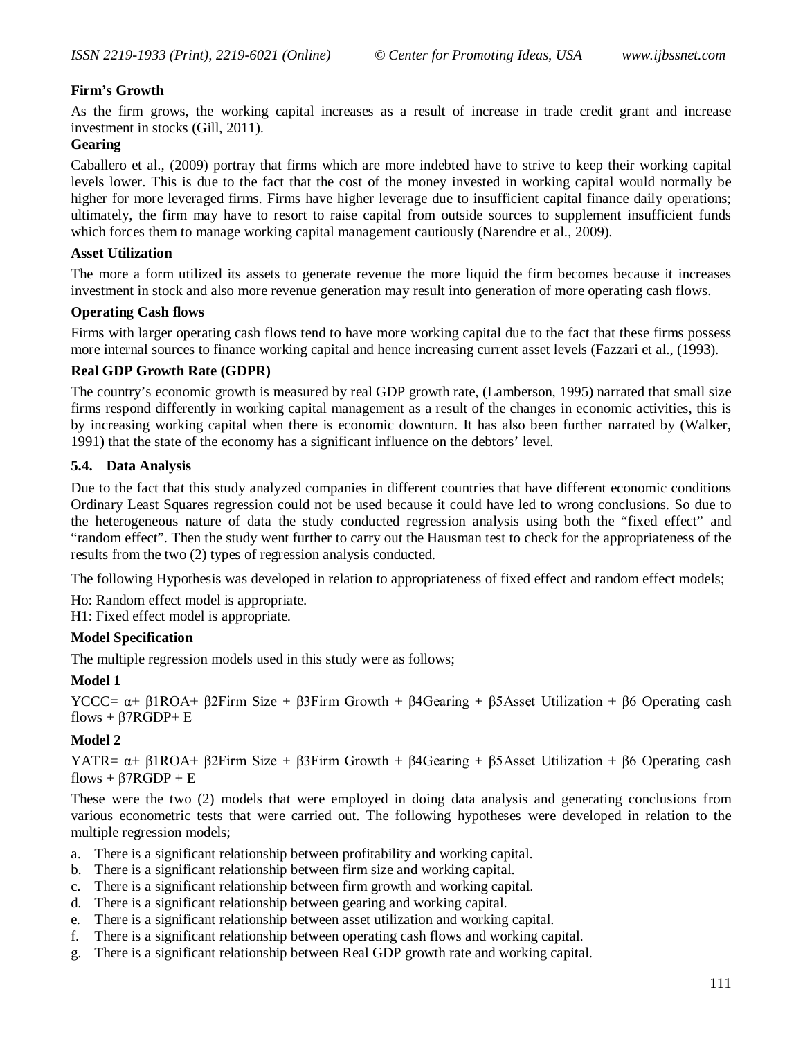**Firm's Growth**

As the firm grows, the working capital increases as a result of increase in trade credit grant and increase investment in stocks (Gill, 2011).

**Gearing**

Caballero et al., (2009) portray that firms which are more indebted have to strive to keep their working capital levels lower. This is due to the fact that the cost of the money invested in working capital would normally be higher for more leveraged firms. Firms have higher leverage due to insufficient capital finance daily operations; ultimately, the firm may have to resort to raise capital from outside sources to supplement insufficient funds which forces them to manage working capital management cautiously (Narendre et al., 2009).

**Asset Utilization**

The more a form utilized its assets to generate revenue the more liquid the firm becomes because it increases investment in stock and also more revenue generation may result into generation of more operating cash flows.

**Operating Cash flows**

Firms with larger operating cash flows tend to have more working capital due to the fact that these firms possess more internal sources to finance working capital and hence increasing current asset levels (Fazzari et al., (1993).

**Real GDP Growth Rate (GDPR)**

The country's economic growth is measured by real GDP growth rate, (Lamberson, 1995) narrated that small size firms respond differently in working capital management as a result of the changes in economic activities, this is by increasing working capital when there is economic downturn. It has also been further narrated by (Walker, 1991) that the state of the economy has a significant influence on the debtors' level.

### 5.4. Data Analysis

Due to the fact that this study analyzed companies in different countries that have different economic conditions Ordinary Least Squares regression could not be used because it could have led to wrong conclusions. So due to the heterogeneous nature of data the study conducted regression analysis using both the "fixed effect" and "random effect". Then the study went further to carry out the Hausman test to check for the appropriateness of the results from the two (2) types of regression analysis conducted.

The following Hypothesis was developed in relation to appropriateness of fixed effect and random effect models;

Ho: Random effect model is appropriate.
H1: Fixed effect model is appropriate.

**Model Specification**

The multiple regression models used in this study were as follows;

**Model 1**

YCCC= $\alpha$+ $\beta$1ROA+ $\beta$2Firm Size + $\beta$3Firm Growth + $\beta$4Gearing + $\beta$5Asset Utilization + $\beta$6 Operating cash flows + $\beta$7RGDP+ E

**Model 2**

YATR= $\alpha$+ $\beta$1ROA+ $\beta$2Firm Size + $\beta$3Firm Growth + $\beta$4Gearing + $\beta$5Asset Utilization + $\beta$6 Operating cash flows + $\beta$7RGDP + E

These were the two (2) models that were employed in doing data analysis and generating conclusions from various econometric tests that were carried out. The following hypotheses were developed in relation to the multiple regression models;

a. There is a significant relationship between profitability and working capital.
b. There is a significant relationship between firm size and working capital.
c. There is a significant relationship between firm growth and working capital.
d. There is a significant relationship between gearing and working capital.
e. There is a significant relationship between asset utilization and working capital.
f. There is a significant relationship between operating cash flows and working capital.
g. There is a significant relationship between Real GDP growth rate and working capital.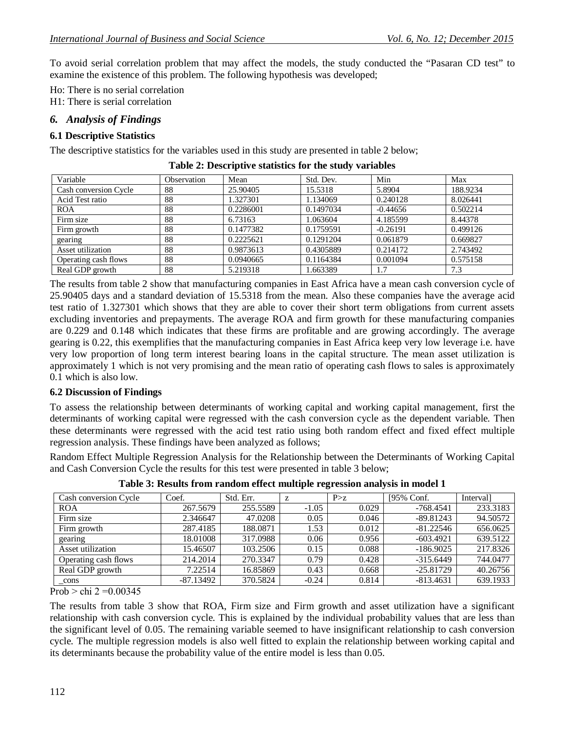To avoid serial correlation problem that may affect the models, the study conducted the "Pasaran CD test" to examine the existence of this problem. The following hypothesis was developed;

Ho: There is no serial correlation
H1: There is serial correlation

## *6. Analysis of Findings*

### 6.1 Descriptive Statistics

The descriptive statistics for the variables used in this study are presented in table 2 below;

**Table 2: Descriptive statistics for the study variables**

| Variable | Observation | Mean | Std. Dev. | Min | Max |
|---|---|---|---|---|---|
| Cash conversion Cycle | 88 | 25.90405 | 15.5318 | 5.8904 | 188.9234 |
| Acid Test ratio | 88 | 1.327301 | 1.134069 | 0.240128 | 8.026441 |
| ROA | 88 | 0.2286001 | 0.1497034 | -0.44656 | 0.502214 |
| Firm size | 88 | 6.73163 | 1.063604 | 4.185599 | 8.44378 |
| Firm growth | 88 | 0.1477382 | 0.1759591 | -0.26191 | 0.499126 |
| gearing | 88 | 0.2225621 | 0.1291204 | 0.061879 | 0.669827 |
| Asset utilization | 88 | 0.9873613 | 0.4305889 | 0.214172 | 2.743492 |
| Operating cash flows | 88 | 0.0940665 | 0.1164384 | 0.001094 | 0.575158 |
| Real GDP growth | 88 | 5.219318 | 1.663389 | 1.7 | 7.3 |

The results from table 2 show that manufacturing companies in East Africa have a mean cash conversion cycle of 25.90405 days and a standard deviation of 15.5318 from the mean. Also these companies have the average acid test ratio of 1.327301 which shows that they are able to cover their short term obligations from current assets excluding inventories and prepayments. The average ROA and firm growth for these manufacturing companies are 0.229 and 0.148 which indicates that these firms are profitable and are growing accordingly. The average gearing is 0.22, this exemplifies that the manufacturing companies in East Africa keep very low leverage i.e. have very low proportion of long term interest bearing loans in the capital structure. The mean asset utilization is approximately 1 which is not very promising and the mean ratio of operating cash flows to sales is approximately 0.1 which is also low.

### 6.2 Discussion of Findings

To assess the relationship between determinants of working capital and working capital management, first the determinants of working capital were regressed with the cash conversion cycle as the dependent variable. Then these determinants were regressed with the acid test ratio using both random effect and fixed effect multiple regression analysis. These findings have been analyzed as follows;

Random Effect Multiple Regression Analysis for the Relationship between the Determinants of Working Capital and Cash Conversion Cycle the results for this test were presented in table 3 below;

**Table 3: Results from random effect multiple regression analysis in model 1**

| Cash conversion Cycle | Coef. | Std. Err. | z | P>z | [95% Conf. | Interval] |
|---|---|---|---|---|---|---|
| ROA | 267.5679 | 255.5589 | -1.05 | 0.029 | -768.4541 | 233.3183 |
| Firm size | 2.346647 | 47.0208 | 0.05 | 0.046 | -89.81243 | 94.50572 |
| Firm growth | 287.4185 | 188.0871 | 1.53 | 0.012 | -81.22546 | 656.0625 |
| gearing | 18.01008 | 317.0988 | 0.06 | 0.956 | -603.4921 | 639.5122 |
| Asset utilization | 15.46507 | 103.2506 | 0.15 | 0.088 | -186.9025 | 217.8326 |
| Operating cash flows | 214.2014 | 270.3347 | 0.79 | 0.428 | -315.6449 | 744.0477 |
| Real GDP growth | 7.22514 | 16.85869 | 0.43 | 0.668 | -25.81729 | 40.26756 |
| _cons | -87.13492 | 370.5824 | -0.24 | 0.814 | -813.4631 | 639.1933 |

Prob > chi 2 =0.00345

The results from table 3 show that ROA, Firm size and Firm growth and asset utilization have a significant relationship with cash conversion cycle. This is explained by the individual probability values that are less than the significant level of 0.05. The remaining variable seemed to have insignificant relationship to cash conversion cycle. The multiple regression models is also well fitted to explain the relationship between working capital and its determinants because the probability value of the entire model is less than 0.05.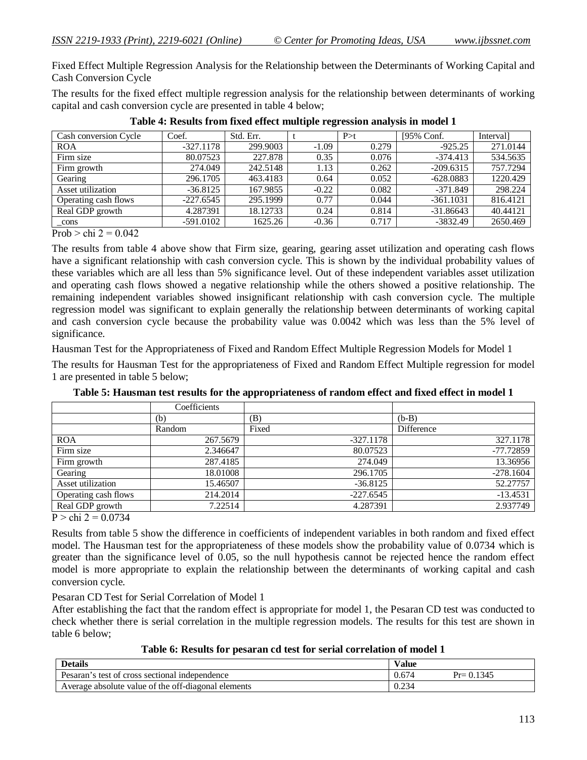Fixed Effect Multiple Regression Analysis for the Relationship between the Determinants of Working Capital and Cash Conversion Cycle

The results for the fixed effect multiple regression analysis for the relationship between determinants of working capital and cash conversion cycle are presented in table 4 below;

**Table 4: Results from fixed effect multiple regression analysis in model 1**

| Cash conversion Cycle | Coef. | Std. Err. | t | P>t | [95% Conf. | Interval] |
|---|---|---|---|---|---|---|
| ROA | -327.1178 | 299.9003 | -1.09 | 0.279 | -925.25 | 271.0144 |
| Firm size | 80.07523 | 227.878 | 0.35 | 0.076 | -374.413 | 534.5635 |
| Firm growth | 274.049 | 242.5148 | 1.13 | 0.262 | -209.6315 | 757.7294 |
| Gearing | 296.1705 | 463.4183 | 0.64 | 0.052 | -628.0883 | 1220.429 |
| Asset utilization | -36.8125 | 167.9855 | -0.22 | 0.082 | -371.849 | 298.224 |
| Operating cash flows | -227.6545 | 295.1999 | 0.77 | 0.044 | -361.1031 | 816.4121 |
| Real GDP growth | 4.287391 | 18.12733 | 0.24 | 0.814 | -31.86643 | 40.44121 |
| _cons | -591.0102 | 1625.26 | -0.36 | 0.717 | -3832.49 | 2650.469 |

Prob > chi 2 = 0.042

The results from table 4 above show that Firm size, gearing, gearing asset utilization and operating cash flows have a significant relationship with cash conversion cycle. This is shown by the individual probability values of these variables which are all less than 5% significance level. Out of these independent variables asset utilization and operating cash flows showed a negative relationship while the others showed a positive relationship. The remaining independent variables showed insignificant relationship with cash conversion cycle. The multiple regression model was significant to explain generally the relationship between determinants of working capital and cash conversion cycle because the probability value was 0.0042 which was less than the 5% level of significance.

Hausman Test for the Appropriateness of Fixed and Random Effect Multiple Regression Models for Model 1

The results for Hausman Test for the appropriateness of Fixed and Random Effect Multiple regression for model 1 are presented in table 5 below;

**Table 5: Hausman test results for the appropriateness of random effect and fixed effect in model 1**

| | Coefficients | | |
|---|---|---|---|
| | (b) | (B) | (b-B) |
| | Random | Fixed | Difference |
| ROA | 267.5679 | -327.1178 | 327.1178 |
| Firm size | 2.346647 | 80.07523 | -77.72859 |
| Firm growth | 287.4185 | 274.049 | 13.36956 |
| Gearing | 18.01008 | 296.1705 | -278.1604 |
| Asset utilization | 15.46507 | -36.8125 | 52.27757 |
| Operating cash flows | 214.2014 | -227.6545 | -13.4531 |
| Real GDP growth | 7.22514 | 4.287391 | 2.937749 |

P > chi 2 = 0.0734

Results from table 5 show the difference in coefficients of independent variables in both random and fixed effect model. The Hausman test for the appropriateness of these models show the probability value of 0.0734 which is greater than the significance level of 0.05, so the null hypothesis cannot be rejected hence the random effect model is more appropriate to explain the relationship between the determinants of working capital and cash conversion cycle.

Pesaran CD Test for Serial Correlation of Model 1

After establishing the fact that the random effect is appropriate for model 1, the Pesaran CD test was conducted to check whether there is serial correlation in the multiple regression models. The results for this test are shown in table 6 below;

**Table 6: Results for pesaran cd test for serial correlation of model 1**

| Details | Value | |
|---|---|---|
| Pesaran's test of cross sectional independence | 0.674 | Pr= 0.1345 |
| Average absolute value of the off-diagonal elements | 0.234 | |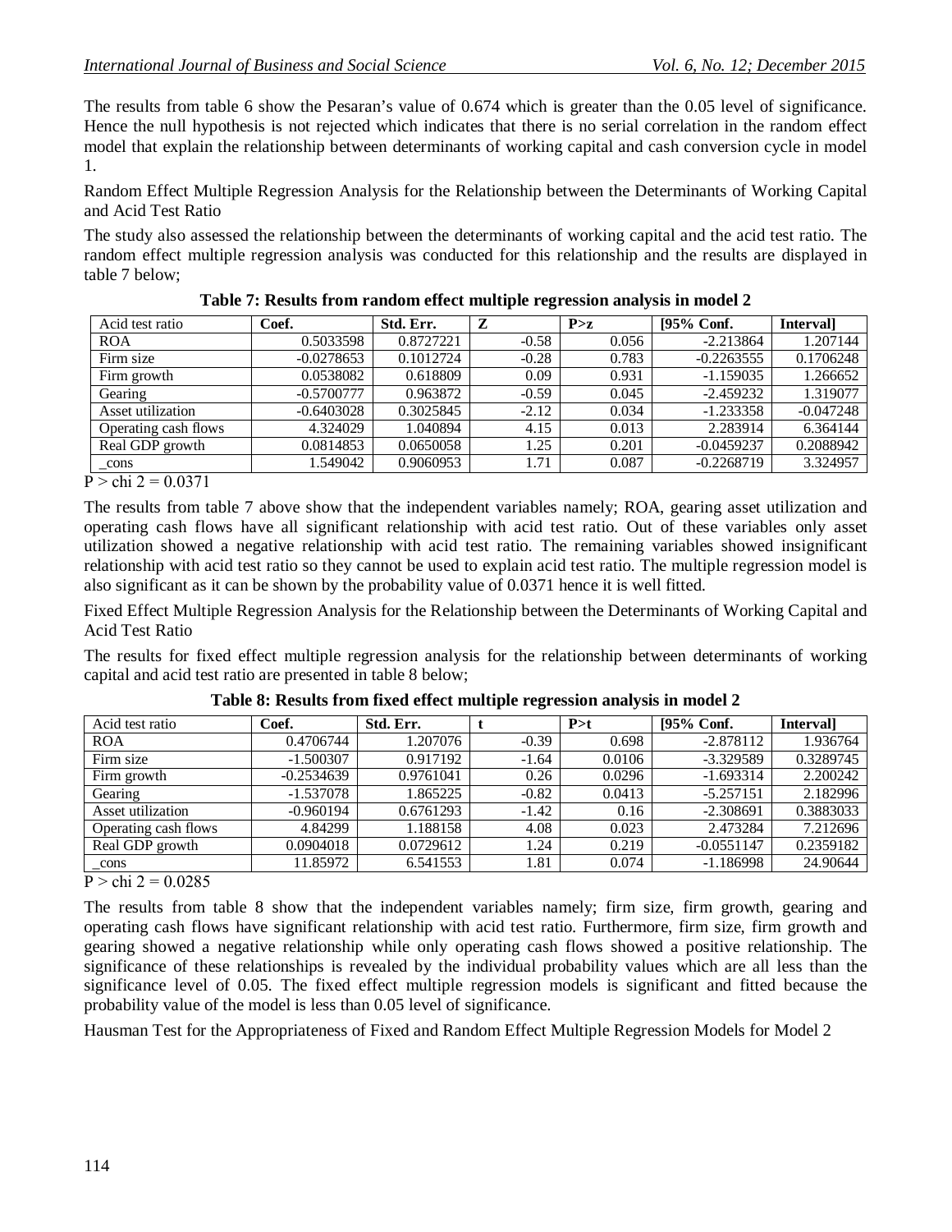The results from table 6 show the Pesaran's value of 0.674 which is greater than the 0.05 level of significance. Hence the null hypothesis is not rejected which indicates that there is no serial correlation in the random effect model that explain the relationship between determinants of working capital and cash conversion cycle in model 1.

Random Effect Multiple Regression Analysis for the Relationship between the Determinants of Working Capital and Acid Test Ratio

The study also assessed the relationship between the determinants of working capital and the acid test ratio. The random effect multiple regression analysis was conducted for this relationship and the results are displayed in table 7 below;

**Table 7: Results from random effect multiple regression analysis in model 2**

| Acid test ratio | Coef. | Std. Err. | Z | P>z | [95% Conf. | Interval] |
|---|---|---|---|---|---|---|
| ROA | 0.5033598 | 0.8727221 | -0.58 | 0.056 | -2.213864 | 1.207144 |
| Firm size | -0.0278653 | 0.1012724 | -0.28 | 0.783 | -0.2263555 | 0.1706248 |
| Firm growth | 0.0538082 | 0.618809 | 0.09 | 0.931 | -1.159035 | 1.266652 |
| Gearing | -0.5700777 | 0.963872 | -0.59 | 0.045 | -2.459232 | 1.319077 |
| Asset utilization | -0.6403028 | 0.3025845 | -2.12 | 0.034 | -1.233358 | -0.047248 |
| Operating cash flows | 4.324029 | 1.040894 | 4.15 | 0.013 | 2.283914 | 6.364144 |
| Real GDP growth | 0.0814853 | 0.0650058 | 1.25 | 0.201 | -0.0459237 | 0.2088942 |
| _cons | 1.549042 | 0.9060953 | 1.71 | 0.087 | -0.2268719 | 3.324957 |

P > chi 2 = 0.0371

The results from table 7 above show that the independent variables namely; ROA, gearing asset utilization and operating cash flows have all significant relationship with acid test ratio. Out of these variables only asset utilization showed a negative relationship with acid test ratio. The remaining variables showed insignificant relationship with acid test ratio so they cannot be used to explain acid test ratio. The multiple regression model is also significant as it can be shown by the probability value of 0.0371 hence it is well fitted.

Fixed Effect Multiple Regression Analysis for the Relationship between the Determinants of Working Capital and Acid Test Ratio

The results for fixed effect multiple regression analysis for the relationship between determinants of working capital and acid test ratio are presented in table 8 below;

**Table 8: Results from fixed effect multiple regression analysis in model 2**

| Acid test ratio | Coef. | Std. Err. | t | P>t | [95% Conf. | Interval] |
|---|---|---|---|---|---|---|
| ROA | 0.4706744 | 1.207076 | -0.39 | 0.698 | -2.878112 | 1.936764 |
| Firm size | -1.500307 | 0.917192 | -1.64 | 0.0106 | -3.329589 | 0.3289745 |
| Firm growth | -0.2534639 | 0.9761041 | 0.26 | 0.0296 | -1.693314 | 2.200242 |
| Gearing | -1.537078 | 1.865225 | -0.82 | 0.0413 | -5.257151 | 2.182996 |
| Asset utilization | -0.960194 | 0.6761293 | -1.42 | 0.16 | -2.308691 | 0.3883033 |
| Operating cash flows | 4.84299 | 1.188158 | 4.08 | 0.023 | 2.473284 | 7.212696 |
| Real GDP growth | 0.0904018 | 0.0729612 | 1.24 | 0.219 | -0.0551147 | 0.2359182 |
| _cons | 11.85972 | 6.541553 | 1.81 | 0.074 | -1.186998 | 24.90644 |

P > chi 2 = 0.0285

The results from table 8 show that the independent variables namely; firm size, firm growth, gearing and operating cash flows have significant relationship with acid test ratio. Furthermore, firm size, firm growth and gearing showed a negative relationship while only operating cash flows showed a positive relationship. The significance of these relationships is revealed by the individual probability values which are all less than the significance level of 0.05. The fixed effect multiple regression models is significant and fitted because the probability value of the model is less than 0.05 level of significance.

Hausman Test for the Appropriateness of Fixed and Random Effect Multiple Regression Models for Model 2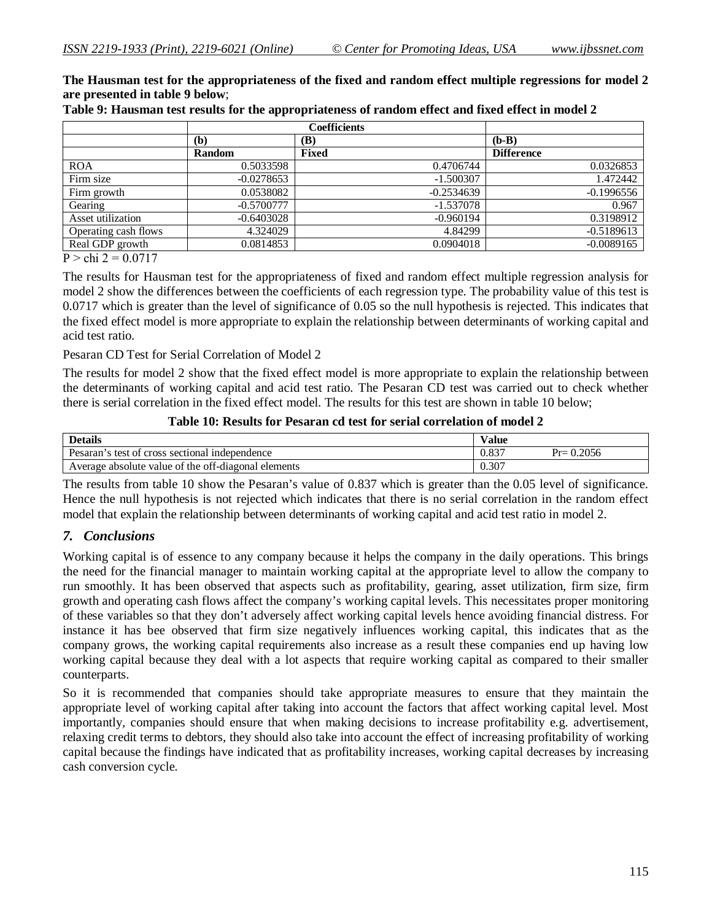**The Hausman test for the appropriateness of the fixed and random effect multiple regressions for model 2 are presented in table 9 below**;

**Table 9: Hausman test results for the appropriateness of random effect and fixed effect in model 2**

| | Coefficients | | |
|---|---|---|---|
| | (b) | (B) | (b-B) |
| | **Random** | **Fixed** | **Difference** |
| ROA | 0.5033598 | 0.4706744 | 0.0326853 |
| Firm size | -0.0278653 | -1.500307 | 1.472442 |
| Firm growth | 0.0538082 | -0.2534639 | -0.1996556 |
| Gearing | -0.5700777 | -1.537078 | 0.967 |
| Asset utilization | -0.6403028 | -0.960194 | 0.3198912 |
| Operating cash flows | 4.324029 | 4.84299 | -0.5189613 |
| Real GDP growth | 0.0814853 | 0.0904018 | -0.0089165 |

P > chi 2 = 0.0717

The results for Hausman test for the appropriateness of fixed and random effect multiple regression analysis for model 2 show the differences between the coefficients of each regression type. The probability value of this test is 0.0717 which is greater than the level of significance of 0.05 so the null hypothesis is rejected. This indicates that the fixed effect model is more appropriate to explain the relationship between determinants of working capital and acid test ratio.

Pesaran CD Test for Serial Correlation of Model 2

The results for model 2 show that the fixed effect model is more appropriate to explain the relationship between the determinants of working capital and acid test ratio. The Pesaran CD test was carried out to check whether there is serial correlation in the fixed effect model. The results for this test are shown in table 10 below;

**Table 10: Results for Pesaran cd test for serial correlation of model 2**

| Details | Value | |
|---|---|---|
| Pesaran's test of cross sectional independence | 0.837 | Pr= 0.2056 |
| Average absolute value of the off-diagonal elements | 0.307 | |

The results from table 10 show the Pesaran's value of 0.837 which is greater than the 0.05 level of significance. Hence the null hypothesis is not rejected which indicates that there is no serial correlation in the random effect model that explain the relationship between determinants of working capital and acid test ratio in model 2.

## *7. Conclusions*

Working capital is of essence to any company because it helps the company in the daily operations. This brings the need for the financial manager to maintain working capital at the appropriate level to allow the company to run smoothly. It has been observed that aspects such as profitability, gearing, asset utilization, firm size, firm growth and operating cash flows affect the company's working capital levels. This necessitates proper monitoring of these variables so that they don't adversely affect working capital levels hence avoiding financial distress. For instance it has bee observed that firm size negatively influences working capital, this indicates that as the company grows, the working capital requirements also increase as a result these companies end up having low working capital because they deal with a lot aspects that require working capital as compared to their smaller counterparts.

So it is recommended that companies should take appropriate measures to ensure that they maintain the appropriate level of working capital after taking into account the factors that affect working capital level. Most importantly, companies should ensure that when making decisions to increase profitability e.g. advertisement, relaxing credit terms to debtors, they should also take into account the effect of increasing profitability of working capital because the findings have indicated that as profitability increases, working capital decreases by increasing cash conversion cycle.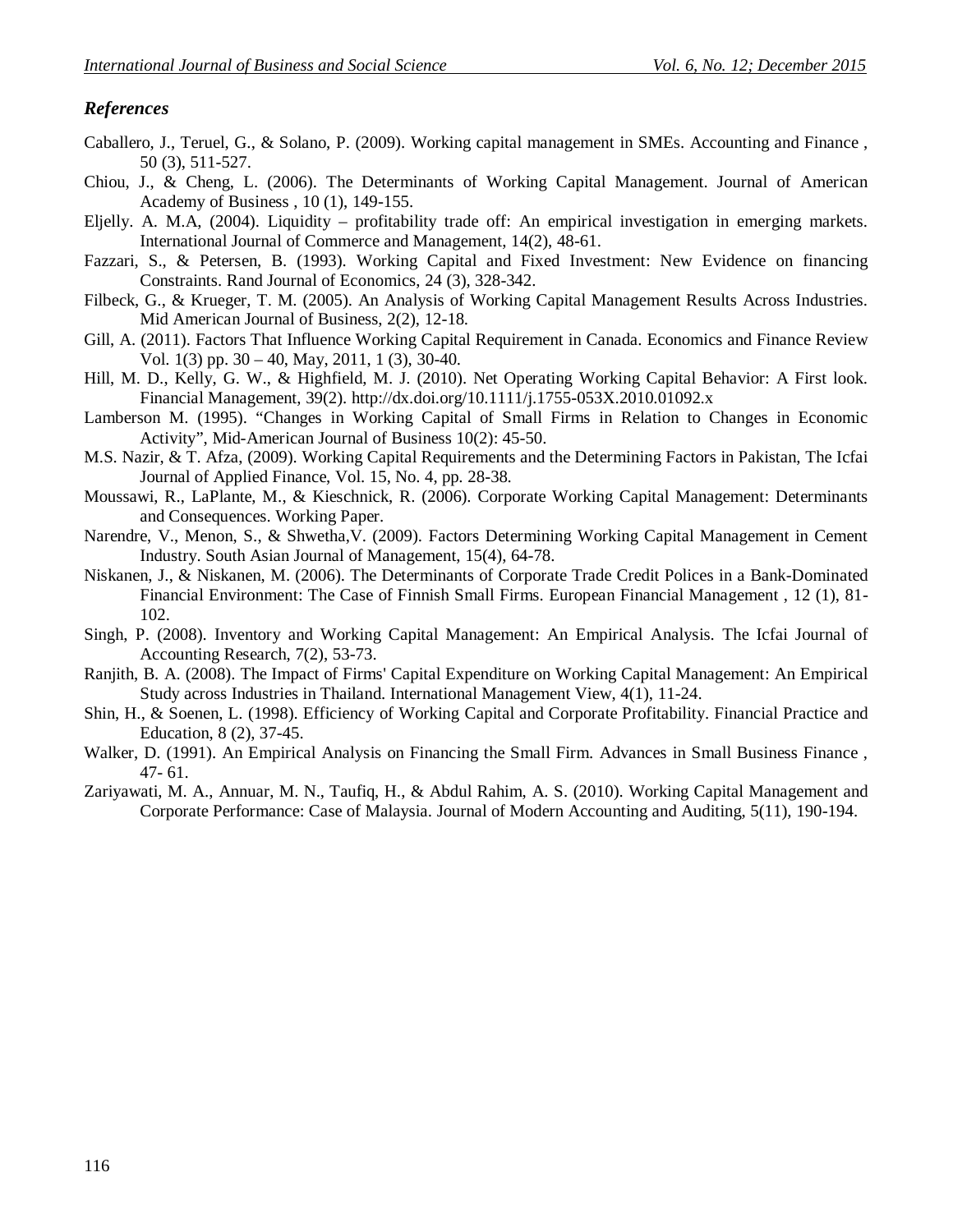## *References*

Caballero, J., Teruel, G., & Solano, P. (2009). Working capital management in SMEs. Accounting and Finance , 50 (3), 511-527.

Chiou, J., & Cheng, L. (2006). The Determinants of Working Capital Management. Journal of American Academy of Business , 10 (1), 149-155.

Eljelly. A. M.A, (2004). Liquidity – profitability trade off: An empirical investigation in emerging markets. International Journal of Commerce and Management, 14(2), 48-61.

Fazzari, S., & Petersen, B. (1993). Working Capital and Fixed Investment: New Evidence on financing Constraints. Rand Journal of Economics, 24 (3), 328-342.

Filbeck, G., & Krueger, T. M. (2005). An Analysis of Working Capital Management Results Across Industries. Mid American Journal of Business, 2(2), 12-18.

Gill, A. (2011). Factors That Influence Working Capital Requirement in Canada. Economics and Finance Review Vol. 1(3) pp. 30 – 40, May, 2011, 1 (3), 30-40.

Hill, M. D., Kelly, G. W., & Highfield, M. J. (2010). Net Operating Working Capital Behavior: A First look. Financial Management, 39(2). http://dx.doi.org/10.1111/j.1755-053X.2010.01092.x

Lamberson M. (1995). "Changes in Working Capital of Small Firms in Relation to Changes in Economic Activity", Mid-American Journal of Business 10(2): 45-50.

M.S. Nazir, & T. Afza, (2009). Working Capital Requirements and the Determining Factors in Pakistan, The Icfai Journal of Applied Finance, Vol. 15, No. 4, pp. 28-38.

Moussawi, R., LaPlante, M., & Kieschnick, R. (2006). Corporate Working Capital Management: Determinants and Consequences. Working Paper.

Narendre, V., Menon, S., & Shwetha,V. (2009). Factors Determining Working Capital Management in Cement Industry. South Asian Journal of Management, 15(4), 64-78.

Niskanen, J., & Niskanen, M. (2006). The Determinants of Corporate Trade Credit Polices in a Bank-Dominated Financial Environment: The Case of Finnish Small Firms. European Financial Management , 12 (1), 81-102.

Singh, P. (2008). Inventory and Working Capital Management: An Empirical Analysis. The Icfai Journal of Accounting Research, 7(2), 53-73.

Ranjith, B. A. (2008). The Impact of Firms' Capital Expenditure on Working Capital Management: An Empirical Study across Industries in Thailand. International Management View, 4(1), 11-24.

Shin, H., & Soenen, L. (1998). Efficiency of Working Capital and Corporate Profitability. Financial Practice and Education, 8 (2), 37-45.

Walker, D. (1991). An Empirical Analysis on Financing the Small Firm. Advances in Small Business Finance , 47- 61.

Zariyawati, M. A., Annuar, M. N., Taufiq, H., & Abdul Rahim, A. S. (2010). Working Capital Management and Corporate Performance: Case of Malaysia. Journal of Modern Accounting and Auditing, 5(11), 190-194.